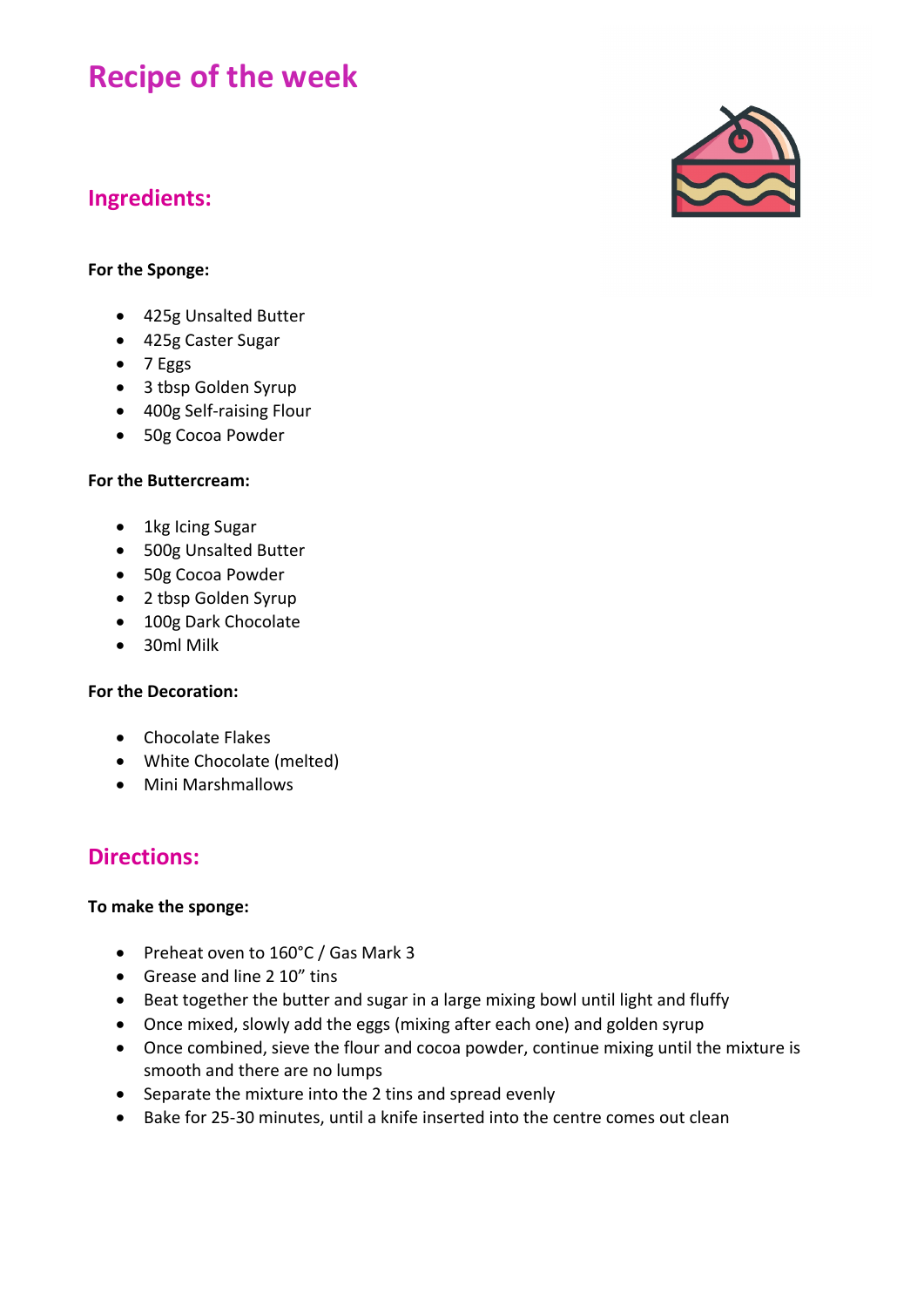# Recipe of the week

## Ingredients:

**For the Sponge:**

- 425g Unsalted Butter
- 425g Caster Sugar
- 7 Eggs
- 3 tbsp Golden Syrup
- 400g Self-raising Flour
- 50g Cocoa Powder

**For the Buttercream:**

- 1kg Icing Sugar
- 500g Unsalted Butter
- 50g Cocoa Powder
- 2 tbsp Golden Syrup
- 100g Dark Chocolate
- 30ml Milk

**For the Decoration:**

- Chocolate Flakes
- White Chocolate (melted)
- Mini Marshmallows

## Directions:

**To make the sponge:**

- Preheat oven to 160°C / Gas Mark 3
- Grease and line 2 10" tins
- Beat together the butter and sugar in a large mixing bowl until light and fluffy
- Once mixed, slowly add the eggs (mixing after each one) and golden syrup
- Once combined, sieve the flour and cocoa powder, continue mixing until the mixture is smooth and there are no lumps
- Separate the mixture into the 2 tins and spread evenly
- Bake for 25-30 minutes, until a knife inserted into the centre comes out clean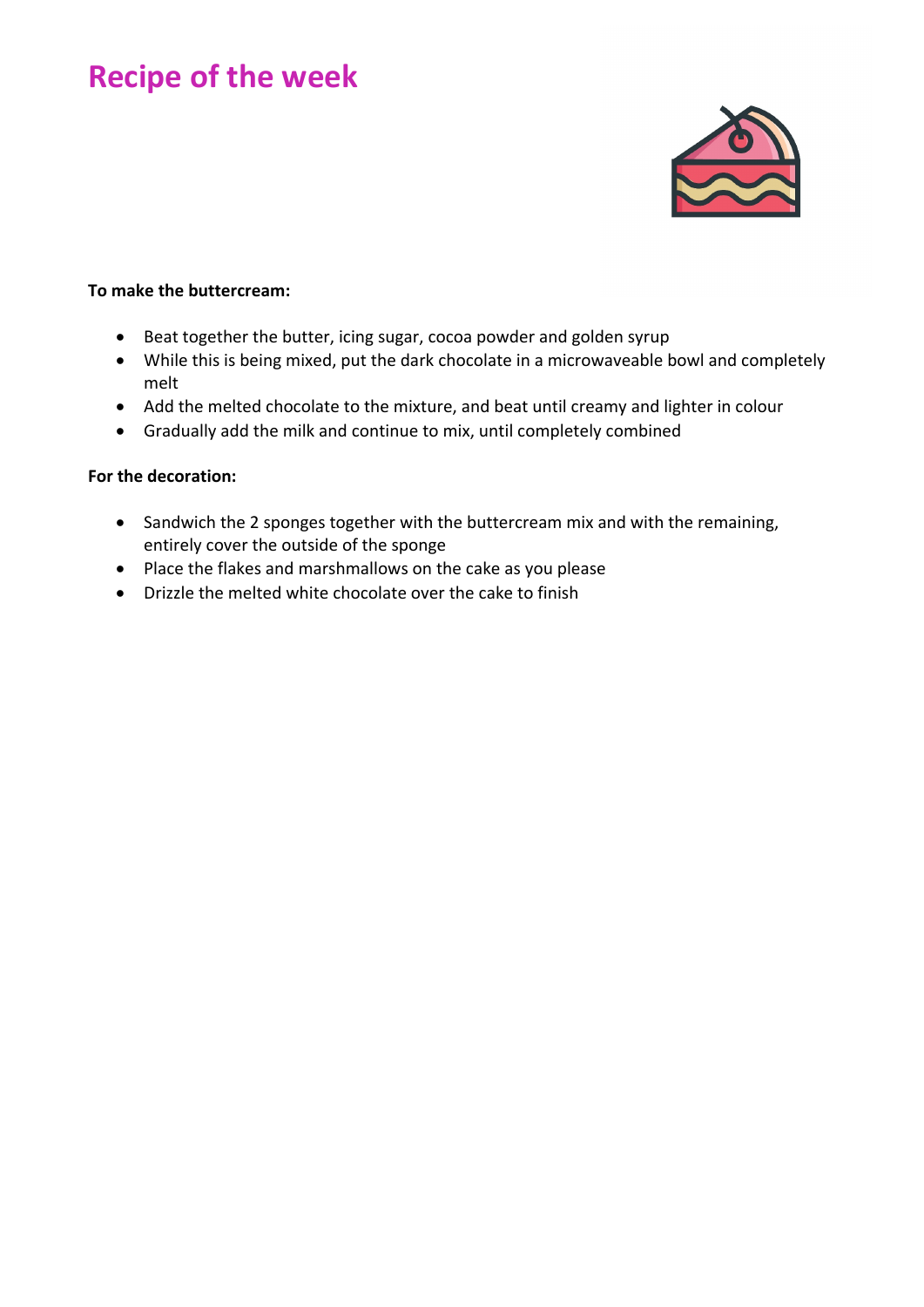# Recipe of the week

**To make the buttercream:**

- Beat together the butter, icing sugar, cocoa powder and golden syrup
- While this is being mixed, put the dark chocolate in a microwaveable bowl and completely melt
- Add the melted chocolate to the mixture, and beat until creamy and lighter in colour
- Gradually add the milk and continue to mix, until completely combined

**For the decoration:**

- Sandwich the 2 sponges together with the buttercream mix and with the remaining, entirely cover the outside of the sponge
- Place the flakes and marshmallows on the cake as you please
- Drizzle the melted white chocolate over the cake to finish